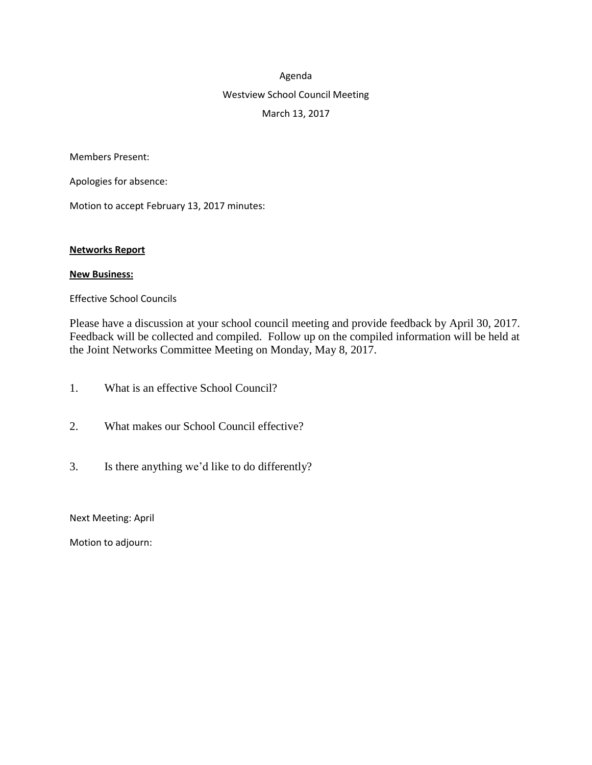Agenda

Westview School Council Meeting

March 13, 2017

Members Present:

Apologies for absence:

Motion to accept February 13, 2017 minutes:

**Networks Report**

**New Business:**

Effective School Councils

Please have a discussion at your school council meeting and provide feedback by April 30, 2017. Feedback will be collected and compiled. Follow up on the compiled information will be held at the Joint Networks Committee Meeting on Monday, May 8, 2017.

1. What is an effective School Council?

2. What makes our School Council effective?

3. Is there anything we'd like to do differently?

Next Meeting: April

Motion to adjourn: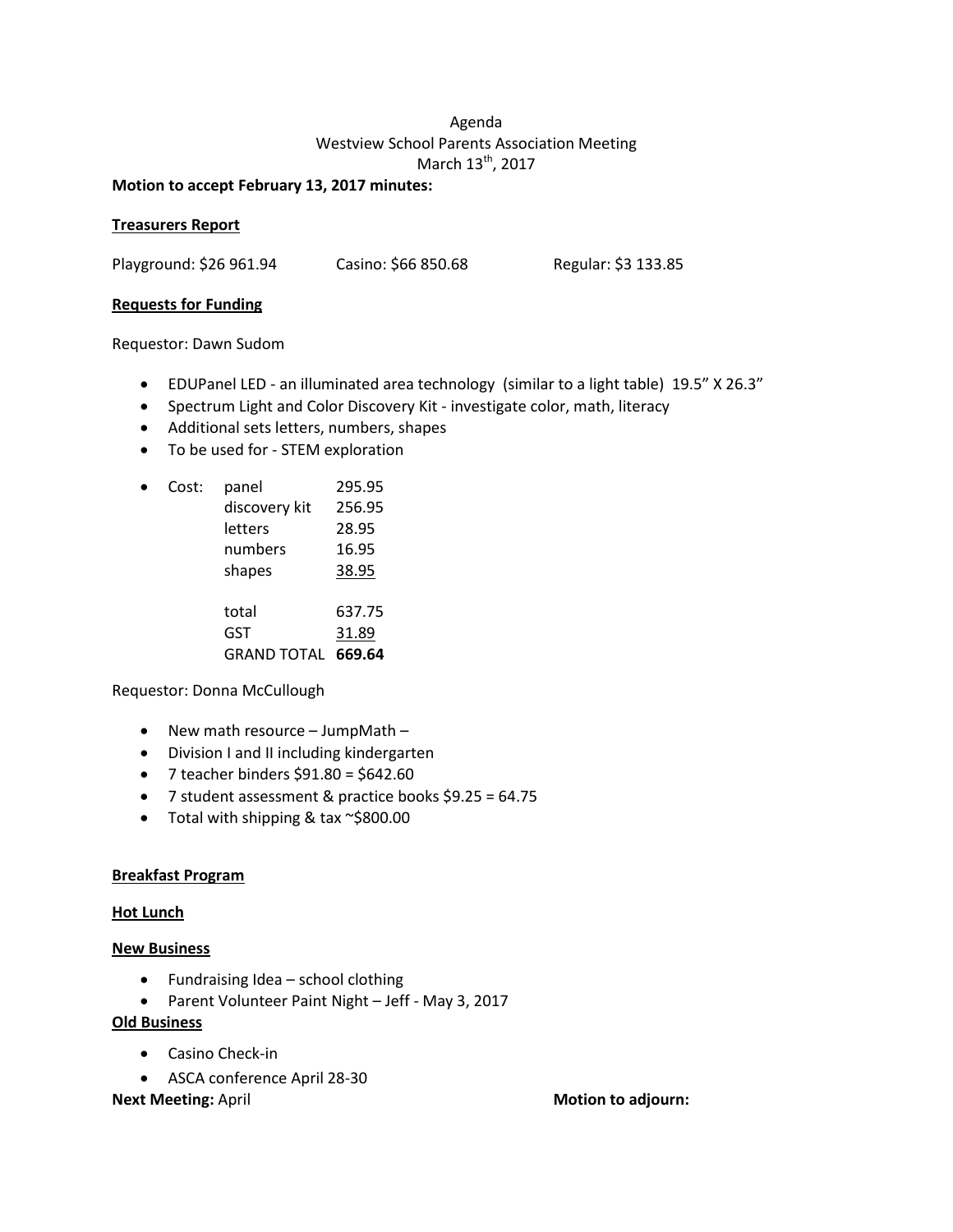Agenda
Westview School Parents Association Meeting
March 13th, 2017

**Motion to accept February 13, 2017 minutes:**

**Treasurers Report**

Playground: $26 961.94 Casino: $66 850.68 Regular: $3 133.85

**Requests for Funding**

Requestor: Dawn Sudom

- EDUPanel LED - an illuminated area technology (similar to a light table) 19.5" X 26.3"
- Spectrum Light and Color Discovery Kit - investigate color, math, literacy
- Additional sets letters, numbers, shapes
- To be used for - STEM exploration
- Cost:

| | |
|---|---|
| panel | 295.95 |
| discovery kit | 256.95 |
| letters | 28.95 |
| numbers | 16.95 |
| shapes | 38.95 |
| total | 637.75 |
| GST | 31.89 |
| GRAND TOTAL | **669.64** |

Requestor: Donna McCullough

- New math resource – JumpMath –
- Division I and II including kindergarten
- 7 teacher binders $91.80 = $642.60
- 7 student assessment & practice books $9.25 = 64.75
- Total with shipping & tax ~$800.00

**Breakfast Program**

**Hot Lunch**

**New Business**

- Fundraising Idea – school clothing
- Parent Volunteer Paint Night – Jeff - May 3, 2017

**Old Business**

- Casino Check-in
- ASCA conference April 28-30

**Next Meeting:** April

**Motion to adjourn:**